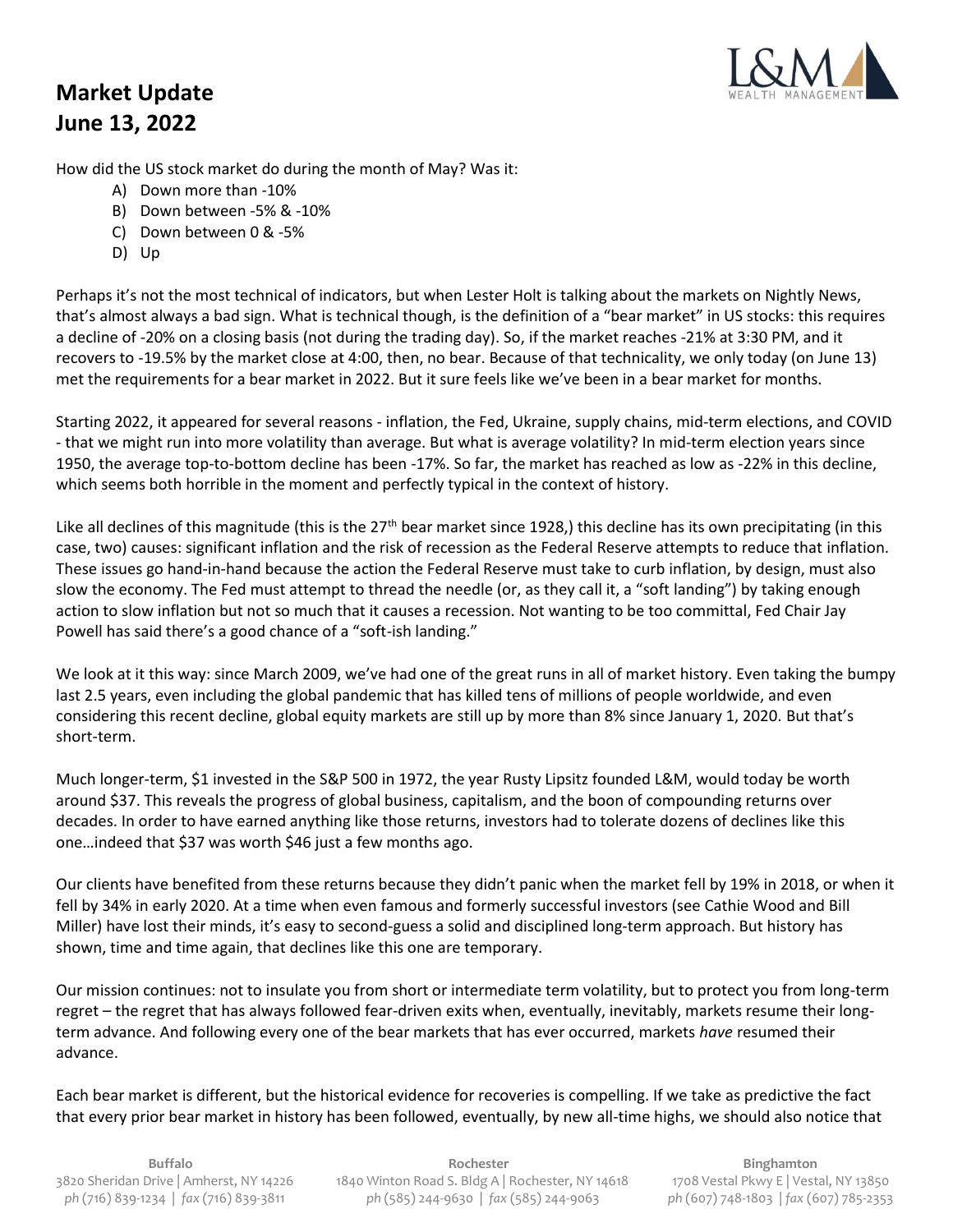# Market Update
# June 13, 2022

How did the US stock market do during the month of May? Was it:

A) Down more than -10%
B) Down between -5% & -10%
C) Down between 0 & -5%
D) Up

Perhaps it's not the most technical of indicators, but when Lester Holt is talking about the markets on Nightly News, that's almost always a bad sign. What is technical though, is the definition of a "bear market" in US stocks: this requires a decline of -20% on a closing basis (not during the trading day). So, if the market reaches -21% at 3:30 PM, and it recovers to -19.5% by the market close at 4:00, then, no bear. Because of that technicality, we only today (on June 13) met the requirements for a bear market in 2022. But it sure feels like we've been in a bear market for months.

Starting 2022, it appeared for several reasons - inflation, the Fed, Ukraine, supply chains, mid-term elections, and COVID - that we might run into more volatility than average. But what is average volatility? In mid-term election years since 1950, the average top-to-bottom decline has been -17%. So far, the market has reached as low as -22% in this decline, which seems both horrible in the moment and perfectly typical in the context of history.

Like all declines of this magnitude (this is the 27th bear market since 1928,) this decline has its own precipitating (in this case, two) causes: significant inflation and the risk of recession as the Federal Reserve attempts to reduce that inflation. These issues go hand-in-hand because the action the Federal Reserve must take to curb inflation, by design, must also slow the economy. The Fed must attempt to thread the needle (or, as they call it, a "soft landing") by taking enough action to slow inflation but not so much that it causes a recession. Not wanting to be too committal, Fed Chair Jay Powell has said there's a good chance of a "soft-ish landing."

We look at it this way: since March 2009, we've had one of the great runs in all of market history. Even taking the bumpy last 2.5 years, even including the global pandemic that has killed tens of millions of people worldwide, and even considering this recent decline, global equity markets are still up by more than 8% since January 1, 2020. But that's short-term.

Much longer-term, $1 invested in the S&P 500 in 1972, the year Rusty Lipsitz founded L&M, would today be worth around $37. This reveals the progress of global business, capitalism, and the boon of compounding returns over decades. In order to have earned anything like those returns, investors had to tolerate dozens of declines like this one…indeed that $37 was worth $46 just a few months ago.

Our clients have benefited from these returns because they didn't panic when the market fell by 19% in 2018, or when it fell by 34% in early 2020. At a time when even famous and formerly successful investors (see Cathie Wood and Bill Miller) have lost their minds, it's easy to second-guess a solid and disciplined long-term approach. But history has shown, time and time again, that declines like this one are temporary.

Our mission continues: not to insulate you from short or intermediate term volatility, but to protect you from long-term regret – the regret that has always followed fear-driven exits when, eventually, inevitably, markets resume their long-term advance. And following every one of the bear markets that has ever occurred, markets *have* resumed their advance.

Each bear market is different, but the historical evidence for recoveries is compelling. If we take as predictive the fact that every prior bear market in history has been followed, eventually, by new all-time highs, we should also notice that

**Buffalo**
3820 Sheridan Drive | Amherst, NY 14226
*ph* (716) 839-1234 | *fax* (716) 839-3811

**Rochester**
1840 Winton Road S. Bldg A | Rochester, NY 14618
*ph* (585) 244-9630 | *fax* (585) 244-9063

**Binghamton**
1708 Vestal Pkwy E | Vestal, NY 13850
*ph* (607) 748-1803 | *fax* (607) 785-2353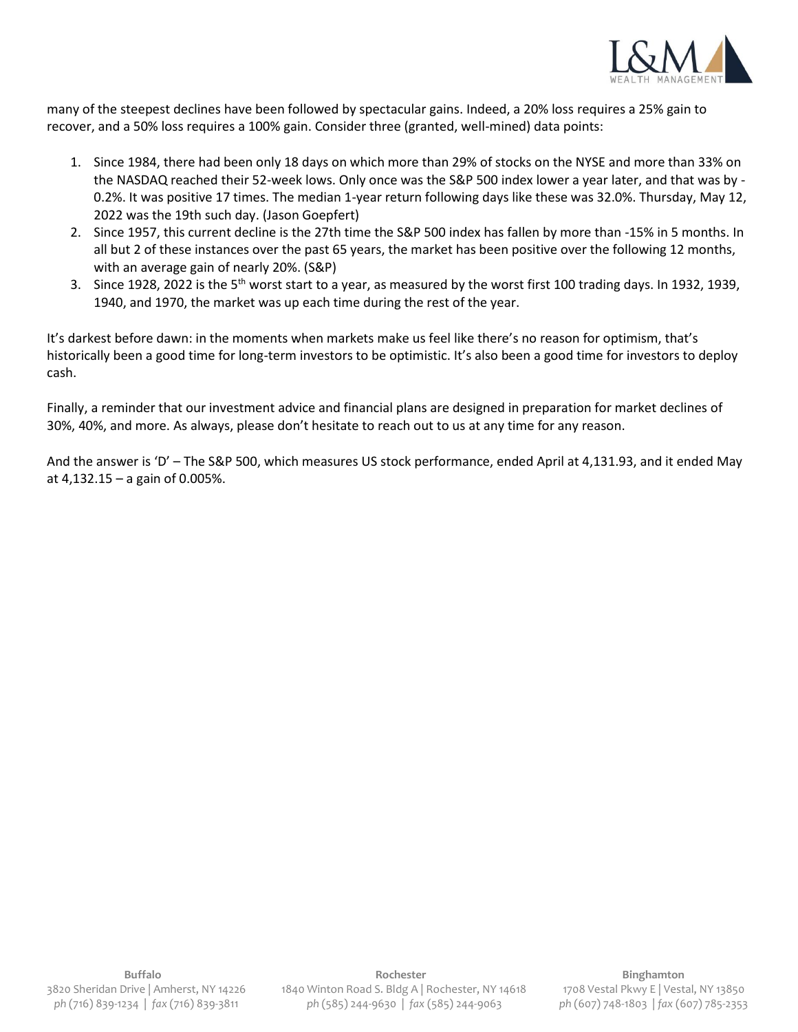many of the steepest declines have been followed by spectacular gains. Indeed, a 20% loss requires a 25% gain to recover, and a 50% loss requires a 100% gain. Consider three (granted, well-mined) data points:

1. Since 1984, there had been only 18 days on which more than 29% of stocks on the NYSE and more than 33% on the NASDAQ reached their 52-week lows. Only once was the S&P 500 index lower a year later, and that was by -0.2%. It was positive 17 times. The median 1-year return following days like these was 32.0%. Thursday, May 12, 2022 was the 19th such day. (Jason Goepfert)
2. Since 1957, this current decline is the 27th time the S&P 500 index has fallen by more than -15% in 5 months. In all but 2 of these instances over the past 65 years, the market has been positive over the following 12 months, with an average gain of nearly 20%. (S&P)
3. Since 1928, 2022 is the 5th worst start to a year, as measured by the worst first 100 trading days. In 1932, 1939, 1940, and 1970, the market was up each time during the rest of the year.

It's darkest before dawn: in the moments when markets make us feel like there's no reason for optimism, that's historically been a good time for long-term investors to be optimistic. It's also been a good time for investors to deploy cash.

Finally, a reminder that our investment advice and financial plans are designed in preparation for market declines of 30%, 40%, and more. As always, please don't hesitate to reach out to us at any time for any reason.

And the answer is 'D' – The S&P 500, which measures US stock performance, ended April at 4,131.93, and it ended May at 4,132.15 – a gain of 0.005%.